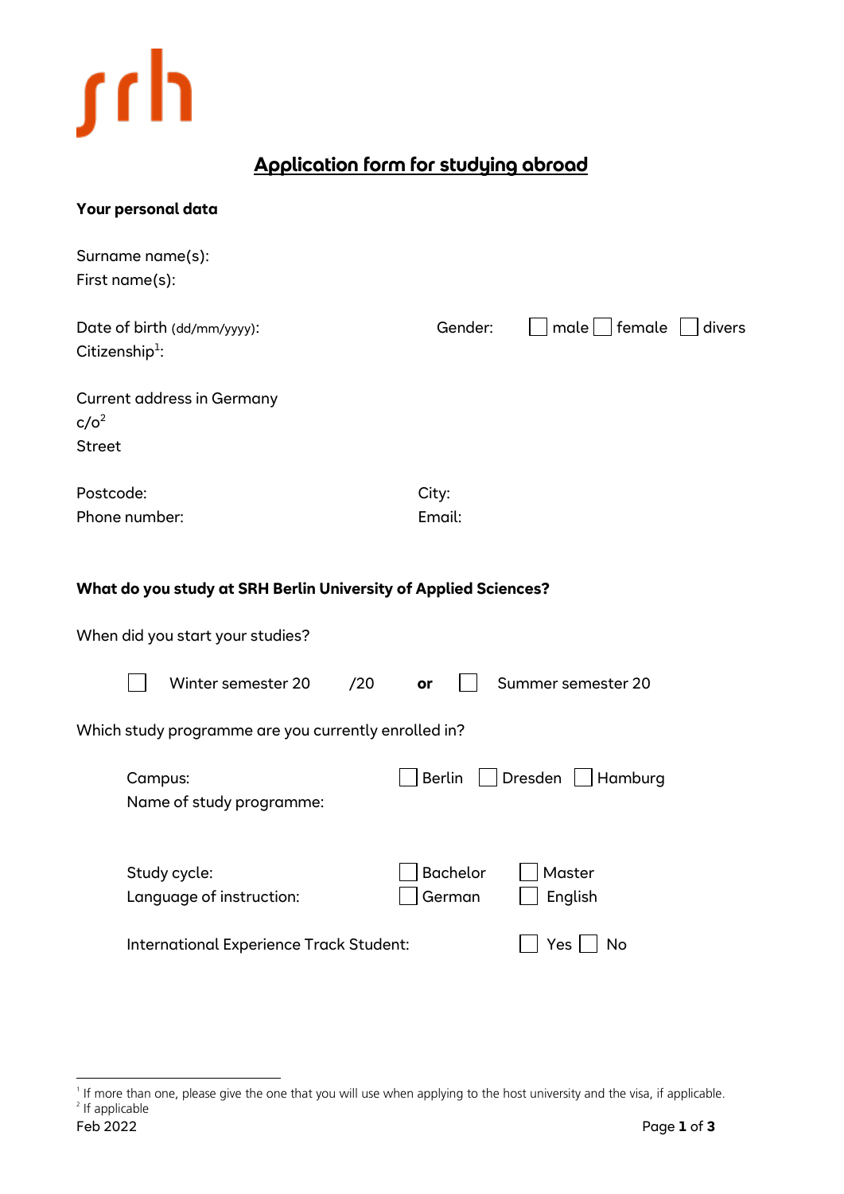srh

# Application form for studying abroad

**Your personal data**

Surname name(s):
First name(s):

Date of birth (dd/mm/yyyy): Gender: ☐ male ☐ female ☐ divers
Citizenship[1]:

Current address in Germany
c/o[2]
Street

Postcode: City:
Phone number: Email:

**What do you study at SRH Berlin University of Applied Sciences?**

When did you start your studies?

☐ Winter semester 20 /20 **or** ☐ Summer semester 20

Which study programme are you currently enrolled in?

Campus: ☐ Berlin ☐ Dresden ☐ Hamburg
Name of study programme:

Study cycle: ☐ Bachelor ☐ Master
Language of instruction: ☐ German ☐ English

International Experience Track Student: ☐ Yes ☐ No

---

[1] If more than one, please give the one that you will use when applying to the host university and the visa, if applicable.
[2] If applicable

Feb 2022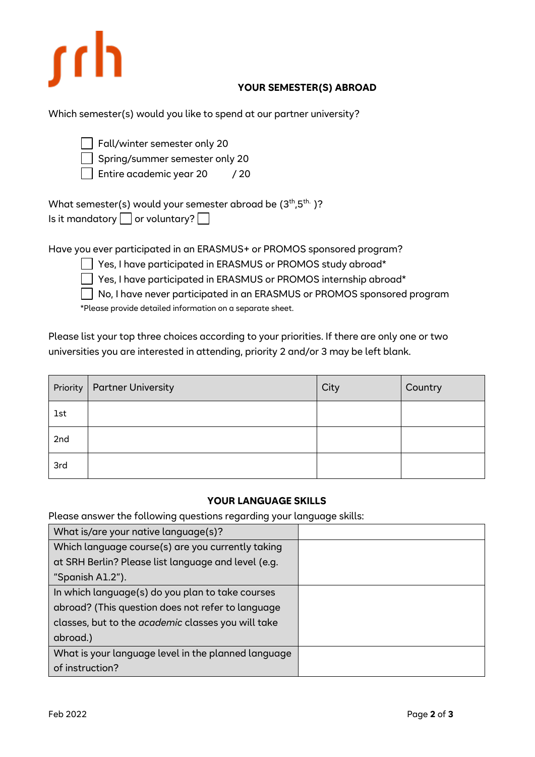## YOUR SEMESTER(S) ABROAD

Which semester(s) would you like to spend at our partner university?

- ☐ Fall/winter semester only 20
- ☐ Spring/summer semester only 20
- ☐ Entire academic year 20 / 20

What semester(s) would your semester abroad be (3th,5th. )?
Is it mandatory ☐ or voluntary? ☐

Have you ever participated in an ERASMUS+ or PROMOS sponsored program?

- ☐ Yes, I have participated in ERASMUS or PROMOS study abroad*
- ☐ Yes, I have participated in ERASMUS or PROMOS internship abroad*
- ☐ No, I have never participated in an ERASMUS or PROMOS sponsored program

*Please provide detailed information on a separate sheet.

Please list your top three choices according to your priorities. If there are only one or two universities you are interested in attending, priority 2 and/or 3 may be left blank.

| Priority | Partner University | City | Country |
|---|---|---|---|
| 1st | | | |
| 2nd | | | |
| 3rd | | | |

## YOUR LANGUAGE SKILLS

Please answer the following questions regarding your language skills:

| | |
|---|---|
| What is/are your native language(s)? | |
| Which language course(s) are you currently taking at SRH Berlin? Please list language and level (e.g. "Spanish A1.2"). | |
| In which language(s) do you plan to take courses abroad? (This question does not refer to language classes, but to the *academic* classes you will take abroad.) | |
| What is your language level in the planned language of instruction? | |

Feb 2022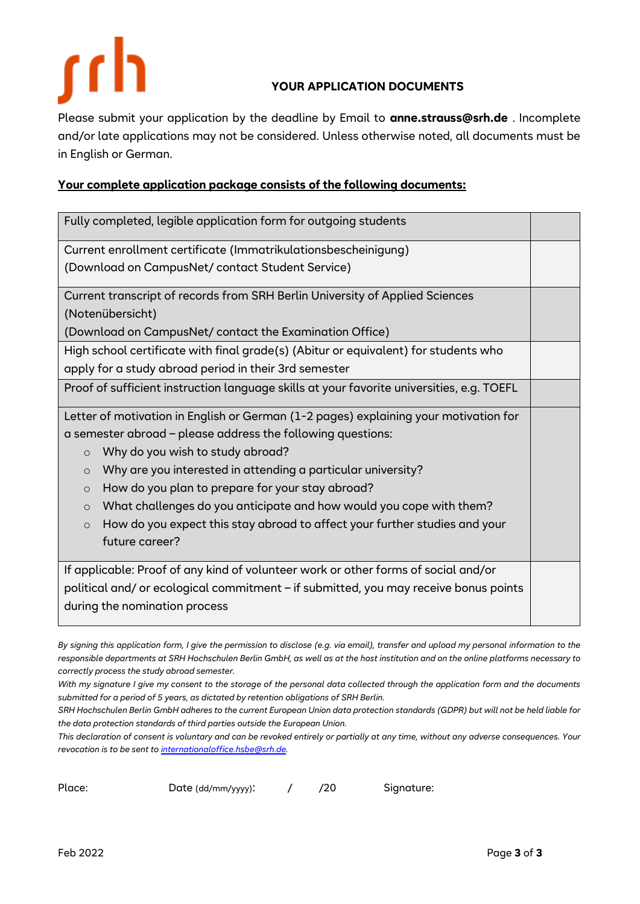## YOUR APPLICATION DOCUMENTS

Please submit your application by the deadline by Email to **anne.strauss@srh.de** . Incomplete and/or late applications may not be considered. Unless otherwise noted, all documents must be in English or German.

**Your complete application package consists of the following documents:**

| | |
|---|---|
| Fully completed, legible application form for outgoing students | |
| Current enrollment certificate (Immatrikulationsbescheinigung)<br>(Download on CampusNet/ contact Student Service) | |
| Current transcript of records from SRH Berlin University of Applied Sciences (Notenübersicht)<br>(Download on CampusNet/ contact the Examination Office) | |
| High school certificate with final grade(s) (Abitur or equivalent) for students who apply for a study abroad period in their 3rd semester | |
| Proof of sufficient instruction language skills at your favorite universities, e.g. TOEFL | |
| Letter of motivation in English or German (1-2 pages) explaining your motivation for a semester abroad – please address the following questions:<br>○ Why do you wish to study abroad?<br>○ Why are you interested in attending a particular university?<br>○ How do you plan to prepare for your stay abroad?<br>○ What challenges do you anticipate and how would you cope with them?<br>○ How do you expect this stay abroad to affect your further studies and your future career? | |
| If applicable: Proof of any kind of volunteer work or other forms of social and/or political and/ or ecological commitment – if submitted, you may receive bonus points during the nomination process | |

*By signing this application form, I give the permission to disclose (e.g. via email), transfer and upload my personal information to the responsible departments at SRH Hochschulen Berlin GmbH, as well as at the host institution and on the online platforms necessary to correctly process the study abroad semester.*

*With my signature I give my consent to the storage of the personal data collected through the application form and the documents submitted for a period of 5 years, as dictated by retention obligations of SRH Berlin.*

*SRH Hochschulen Berlin GmbH adheres to the current European Union data protection standards (GDPR) but will not be held liable for the data protection standards of third parties outside the European Union.*

*This declaration of consent is voluntary and can be revoked entirely or partially at any time, without any adverse consequences. Your revocation is to be sent to internationaloffice.hsbe@srh.de.*

Place: Date (dd/mm/yyyy): / /20 Signature:

Feb 2022